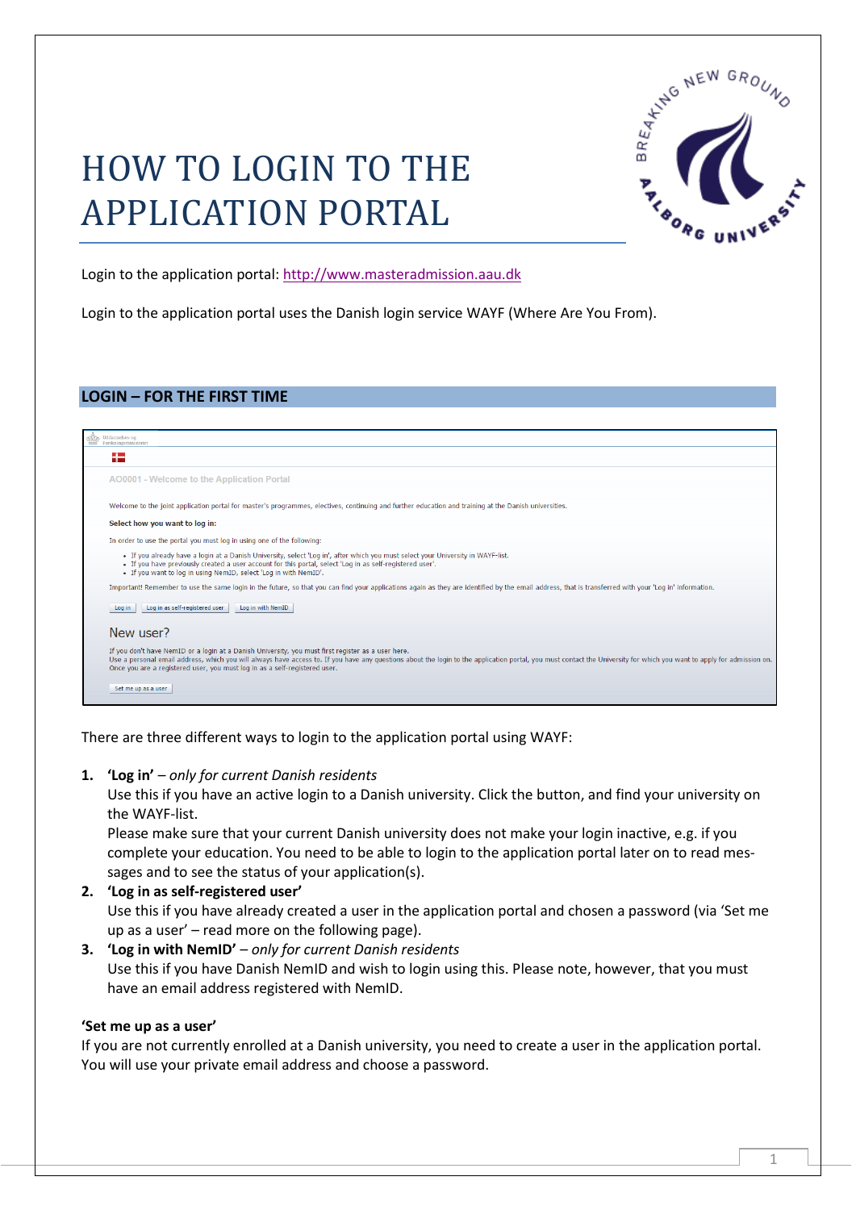# HOW TO LOGIN TO THE APPLICATION PORTAL

Login to the application portal: [http://www.masteradmission.aau.dk](http://www.masteradmission.aau.dk)

Login to the application portal uses the Danish login service WAYF (Where Are You From).

## LOGIN – FOR THE FIRST TIME

There are three different ways to login to the application portal using WAYF:

1. **'Log in'** – *only for current Danish residents*
   Use this if you have an active login to a Danish university. Click the button, and find your university on the WAYF-list.
   Please make sure that your current Danish university does not make your login inactive, e.g. if you complete your education. You need to be able to login to the application portal later on to read messages and to see the status of your application(s).
2. **'Log in as self-registered user'**
   Use this if you have already created a user in the application portal and chosen a password (via 'Set me up as a user' – read more on the following page).
3. **'Log in with NemID'** – *only for current Danish residents*
   Use this if you have Danish NemID and wish to login using this. Please note, however, that you must have an email address registered with NemID.

**'Set me up as a user'**

If you are not currently enrolled at a Danish university, you need to create a user in the application portal. You will use your private email address and choose a password.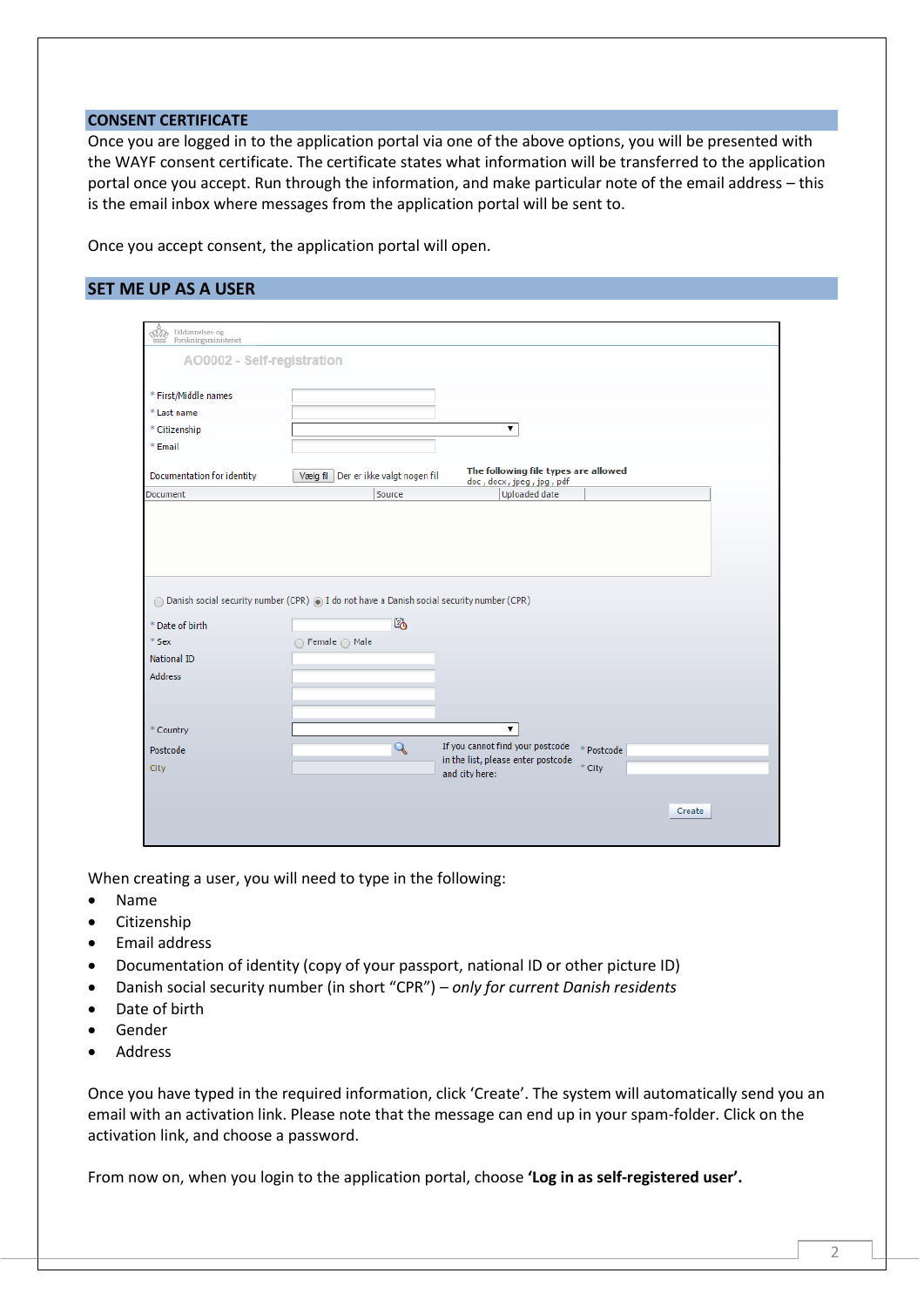## CONSENT CERTIFICATE

Once you are logged in to the application portal via one of the above options, you will be presented with the WAYF consent certificate. The certificate states what information will be transferred to the application portal once you accept. Run through the information, and make particular note of the email address – this is the email inbox where messages from the application portal will be sent to.

Once you accept consent, the application portal will open.

## SET ME UP AS A USER

When creating a user, you will need to type in the following:

- Name
- Citizenship
- Email address
- Documentation of identity (copy of your passport, national ID or other picture ID)
- Danish social security number (in short "CPR") – *only for current Danish residents*
- Date of birth
- Gender
- Address

Once you have typed in the required information, click 'Create'. The system will automatically send you an email with an activation link. Please note that the message can end up in your spam-folder. Click on the activation link, and choose a password.

From now on, when you login to the application portal, choose **'Log in as self-registered user'.**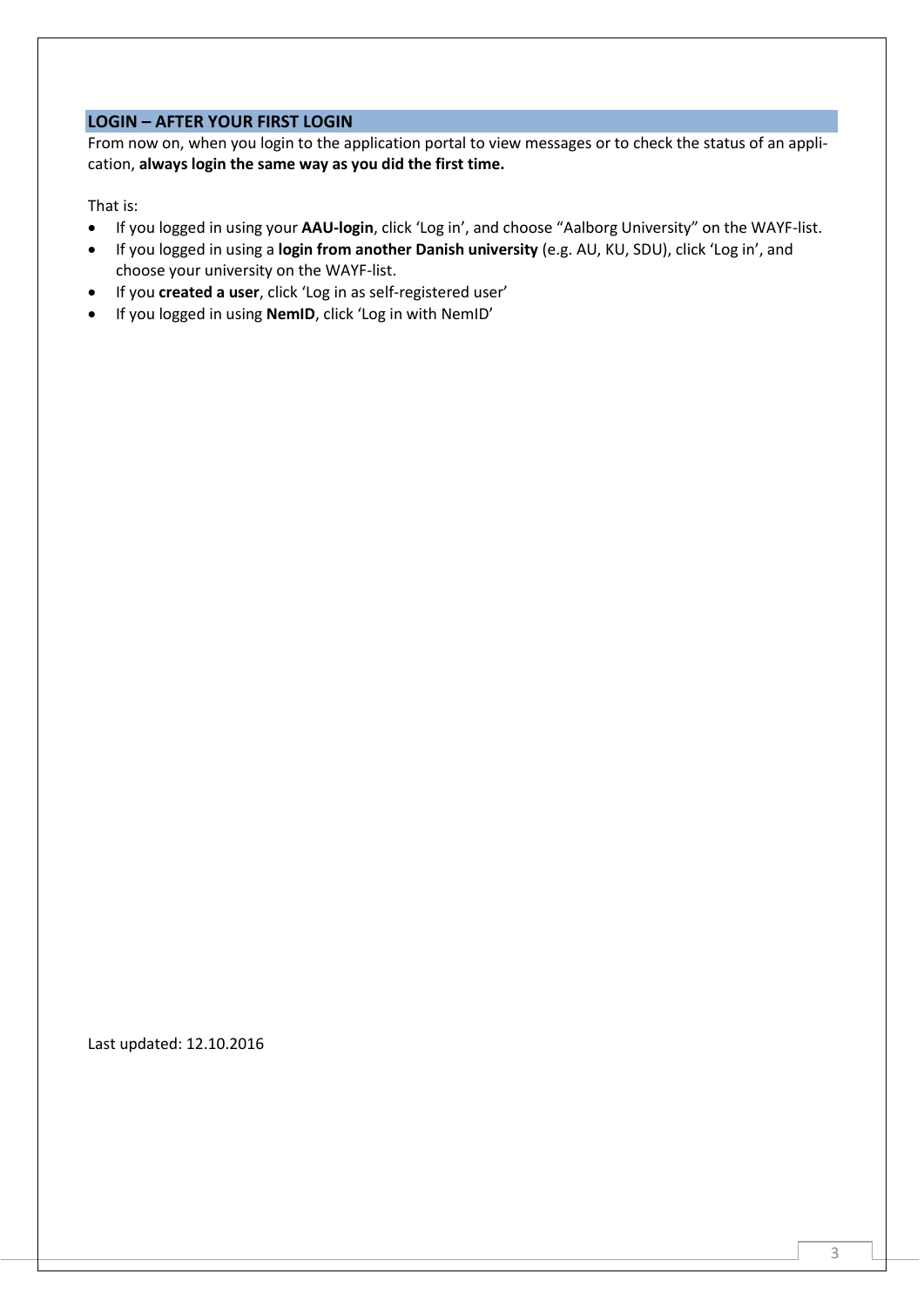## LOGIN – AFTER YOUR FIRST LOGIN

From now on, when you login to the application portal to view messages or to check the status of an application, **always login the same way as you did the first time.**

That is:

- If you logged in using your **AAU-login**, click 'Log in', and choose "Aalborg University" on the WAYF-list.
- If you logged in using a **login from another Danish university** (e.g. AU, KU, SDU), click 'Log in', and choose your university on the WAYF-list.
- If you **created a user**, click 'Log in as self-registered user'
- If you logged in using **NemID**, click 'Log in with NemID'

Last updated: 12.10.2016